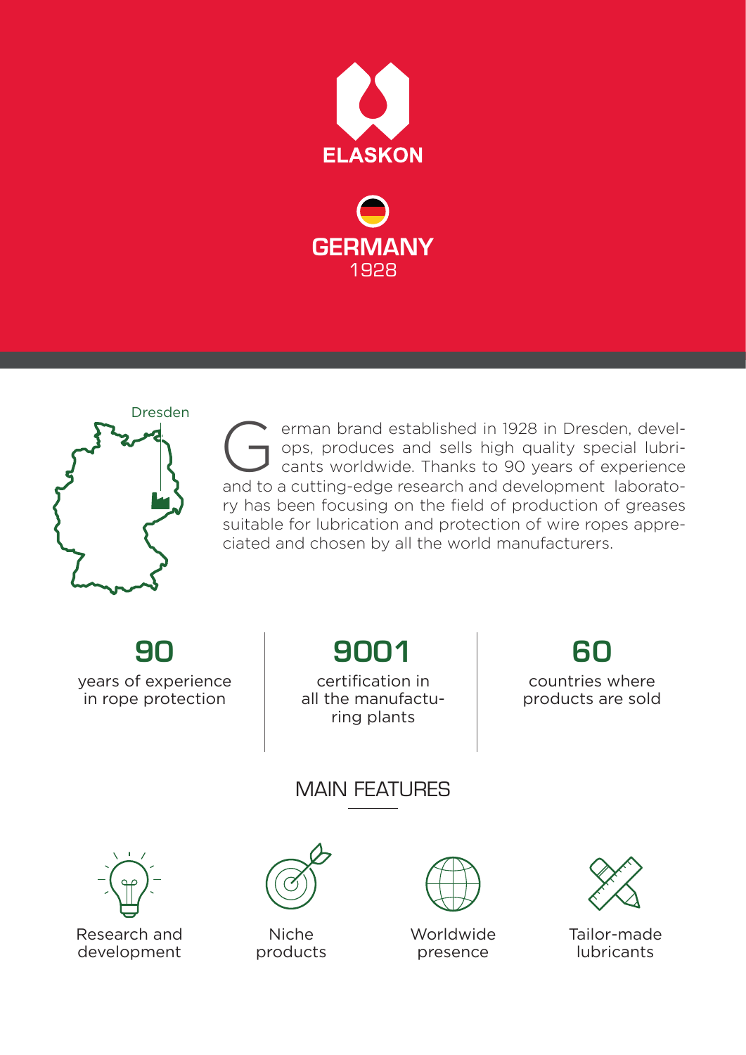# ELASKON

## GERMANY
1928

Dresden

German brand established in 1928 in Dresden, develops, produces and sells high quality special lubricants worldwide. Thanks to 90 years of experience and to a cutting-edge research and development laboratory has been focusing on the field of production of greases suitable for lubrication and protection of wire ropes appreciated and chosen by all the world manufacturers.

**90**
years of experience in rope protection

**9001**
certification in all the manufacturing plants

**60**
countries where products are sold

## MAIN FEATURES

Research and development

Niche products

Worldwide presence

Tailor-made lubricants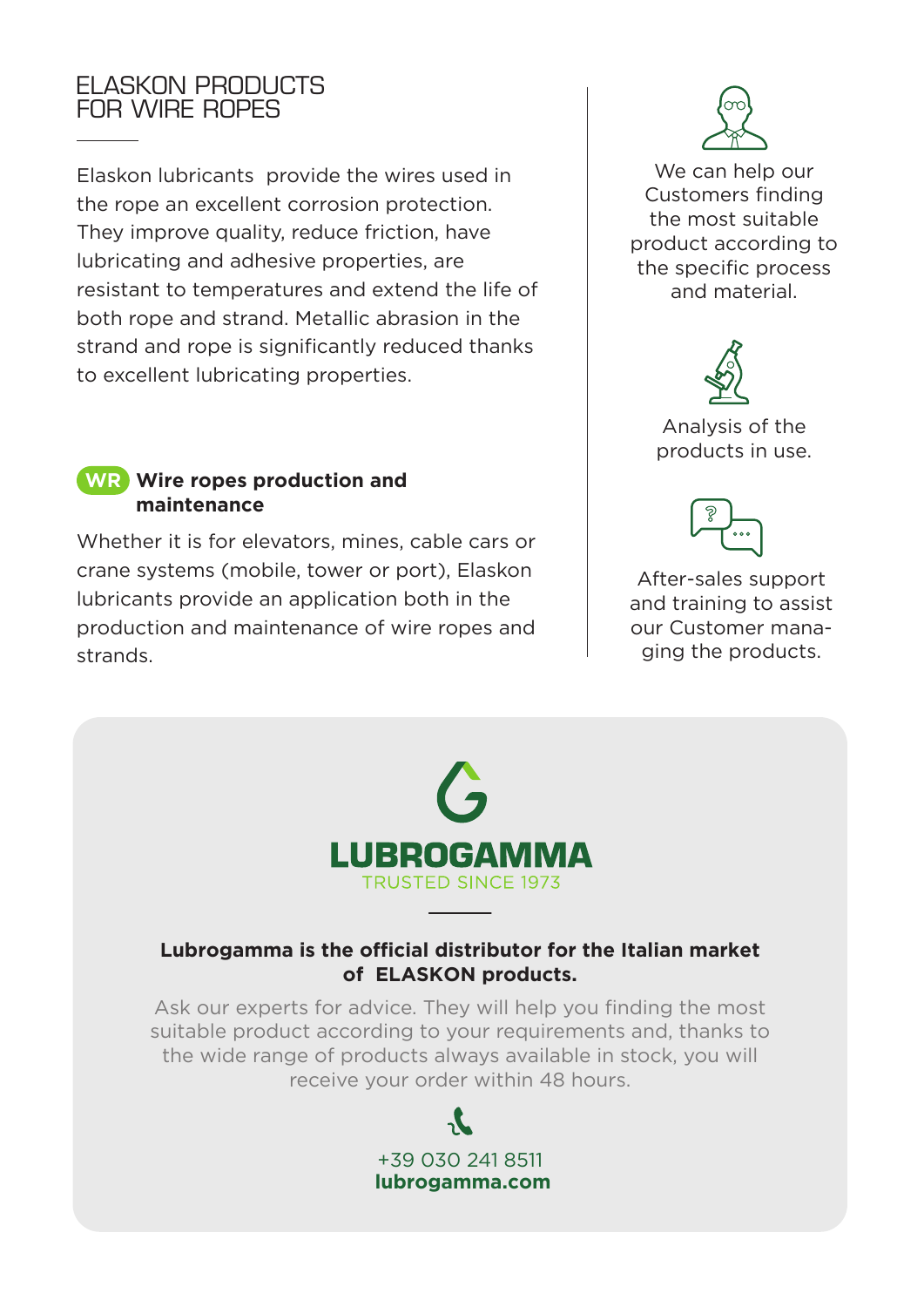# ELASKON PRODUCTS FOR WIRE ROPES

Elaskon lubricants provide the wires used in the rope an excellent corrosion protection. They improve quality, reduce friction, have lubricating and adhesive properties, are resistant to temperatures and extend the life of both rope and strand. Metallic abrasion in the strand and rope is significantly reduced thanks to excellent lubricating properties.

## WR **Wire ropes production and maintenance**

Whether it is for elevators, mines, cable cars or crane systems (mobile, tower or port), Elaskon lubricants provide an application both in the production and maintenance of wire ropes and strands.

We can help our Customers finding the most suitable product according to the specific process and material.

Analysis of the products in use.

After-sales support and training to assist our Customer managing the products.

LUBROGAMMA

TRUSTED SINCE 1973

**Lubrogamma is the official distributor for the Italian market of ELASKON products.**

Ask our experts for advice. They will help you finding the most suitable product according to your requirements and, thanks to the wide range of products always available in stock, you will receive your order within 48 hours.

+39 030 241 8511

**lubrogamma.com**